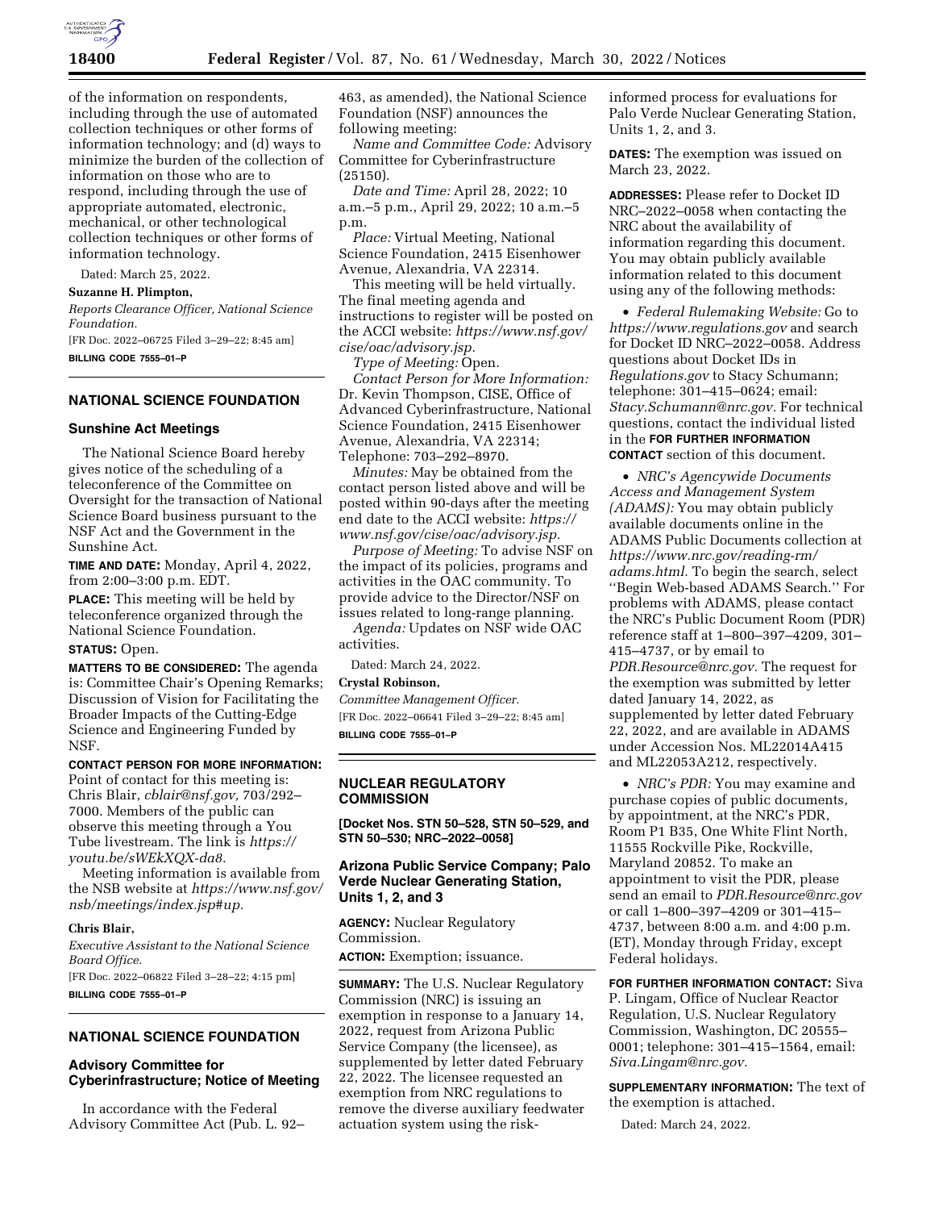of the information on respondents, including through the use of automated collection techniques or other forms of information technology; and (d) ways to minimize the burden of the collection of information on those who are to respond, including through the use of appropriate automated, electronic, mechanical, or other technological collection techniques or other forms of information technology.

Dated: March 25, 2022.

**Suzanne H. Plimpton,**

*Reports Clearance Officer, National Science Foundation.*

[FR Doc. 2022–06725 Filed 3–29–22; 8:45 am]

**BILLING CODE 7555–01–P**

## NATIONAL SCIENCE FOUNDATION

### Sunshine Act Meetings

The National Science Board hereby gives notice of the scheduling of a teleconference of the Committee on Oversight for the transaction of National Science Board business pursuant to the NSF Act and the Government in the Sunshine Act.

**TIME AND DATE:** Monday, April 4, 2022, from 2:00–3:00 p.m. EDT.

**PLACE:** This meeting will be held by teleconference organized through the National Science Foundation.

**STATUS:** Open.

**MATTERS TO BE CONSIDERED:** The agenda is: Committee Chair's Opening Remarks; Discussion of Vision for Facilitating the Broader Impacts of the Cutting-Edge Science and Engineering Funded by NSF.

**CONTACT PERSON FOR MORE INFORMATION:** Point of contact for this meeting is: Chris Blair, *cblair@nsf.gov,* 703/292–7000. Members of the public can observe this meeting through a You Tube livestream. The link is *https://youtu.be/sWEkXQX-da8.*

Meeting information is available from the NSB website at *https://www.nsf.gov/nsb/meetings/index.jsp#up.*

**Chris Blair,**

*Executive Assistant to the National Science Board Office.*

[FR Doc. 2022–06822 Filed 3–28–22; 4:15 pm]

**BILLING CODE 7555–01–P**

## NATIONAL SCIENCE FOUNDATION

### Advisory Committee for Cyberinfrastructure; Notice of Meeting

In accordance with the Federal Advisory Committee Act (Pub. L. 92–463, as amended), the National Science Foundation (NSF) announces the following meeting:

*Name and Committee Code:* Advisory Committee for Cyberinfrastructure (25150).

*Date and Time:* April 28, 2022; 10 a.m.–5 p.m., April 29, 2022; 10 a.m.–5 p.m.

*Place:* Virtual Meeting, National Science Foundation, 2415 Eisenhower Avenue, Alexandria, VA 22314.

This meeting will be held virtually. The final meeting agenda and instructions to register will be posted on the ACCI website: *https://www.nsf.gov/cise/oac/advisory.jsp.*

*Type of Meeting:* Open.

*Contact Person for More Information:* Dr. Kevin Thompson, CISE, Office of Advanced Cyberinfrastructure, National Science Foundation, 2415 Eisenhower Avenue, Alexandria, VA 22314; Telephone: 703–292–8970.

*Minutes:* May be obtained from the contact person listed above and will be posted within 90-days after the meeting end date to the ACCI website: *https://www.nsf.gov/cise/oac/advisory.jsp.*

*Purpose of Meeting:* To advise NSF on the impact of its policies, programs and activities in the OAC community. To provide advice to the Director/NSF on issues related to long-range planning.

*Agenda:* Updates on NSF wide OAC activities.

Dated: March 24, 2022.

**Crystal Robinson,**

*Committee Management Officer.*

[FR Doc. 2022–06641 Filed 3–29–22; 8:45 am]

**BILLING CODE 7555–01–P**

## NUCLEAR REGULATORY COMMISSION

**[Docket Nos. STN 50–528, STN 50–529, and STN 50–530; NRC–2022–0058]**

### Arizona Public Service Company; Palo Verde Nuclear Generating Station, Units 1, 2, and 3

**AGENCY:** Nuclear Regulatory Commission.

**ACTION:** Exemption; issuance.

**SUMMARY:** The U.S. Nuclear Regulatory Commission (NRC) is issuing an exemption in response to a January 14, 2022, request from Arizona Public Service Company (the licensee), as supplemented by letter dated February 22, 2022. The licensee requested an exemption from NRC regulations to remove the diverse auxiliary feedwater actuation system using the risk-informed process for evaluations for Palo Verde Nuclear Generating Station, Units 1, 2, and 3.

**DATES:** The exemption was issued on March 23, 2022.

**ADDRESSES:** Please refer to Docket ID NRC–2022–0058 when contacting the NRC about the availability of information regarding this document. You may obtain publicly available information related to this document using any of the following methods:

- *Federal Rulemaking Website:* Go to *https://www.regulations.gov* and search for Docket ID NRC–2022–0058. Address questions about Docket IDs in *Regulations.gov* to Stacy Schumann; telephone: 301–415–0624; email: *Stacy.Schumann@nrc.gov.* For technical questions, contact the individual listed in the **FOR FURTHER INFORMATION CONTACT** section of this document.
- *NRC's Agencywide Documents Access and Management System (ADAMS):* You may obtain publicly available documents online in the ADAMS Public Documents collection at *https://www.nrc.gov/reading-rm/adams.html.* To begin the search, select ''Begin Web-based ADAMS Search.'' For problems with ADAMS, please contact the NRC's Public Document Room (PDR) reference staff at 1–800–397–4209, 301–415–4737, or by email to *PDR.Resource@nrc.gov.* The request for the exemption was submitted by letter dated January 14, 2022, as supplemented by letter dated February 22, 2022, and are available in ADAMS under Accession Nos. ML22014A415 and ML22053A212, respectively.
- *NRC's PDR:* You may examine and purchase copies of public documents, by appointment, at the NRC's PDR, Room P1 B35, One White Flint North, 11555 Rockville Pike, Rockville, Maryland 20852. To make an appointment to visit the PDR, please send an email to *PDR.Resource@nrc.gov* or call 1–800–397–4209 or 301–415–4737, between 8:00 a.m. and 4:00 p.m. (ET), Monday through Friday, except Federal holidays.

**FOR FURTHER INFORMATION CONTACT:** Siva P. Lingam, Office of Nuclear Reactor Regulation, U.S. Nuclear Regulatory Commission, Washington, DC 20555–0001; telephone: 301–415–1564, email: *Siva.Lingam@nrc.gov.*

**SUPPLEMENTARY INFORMATION:** The text of the exemption is attached.

Dated: March 24, 2022.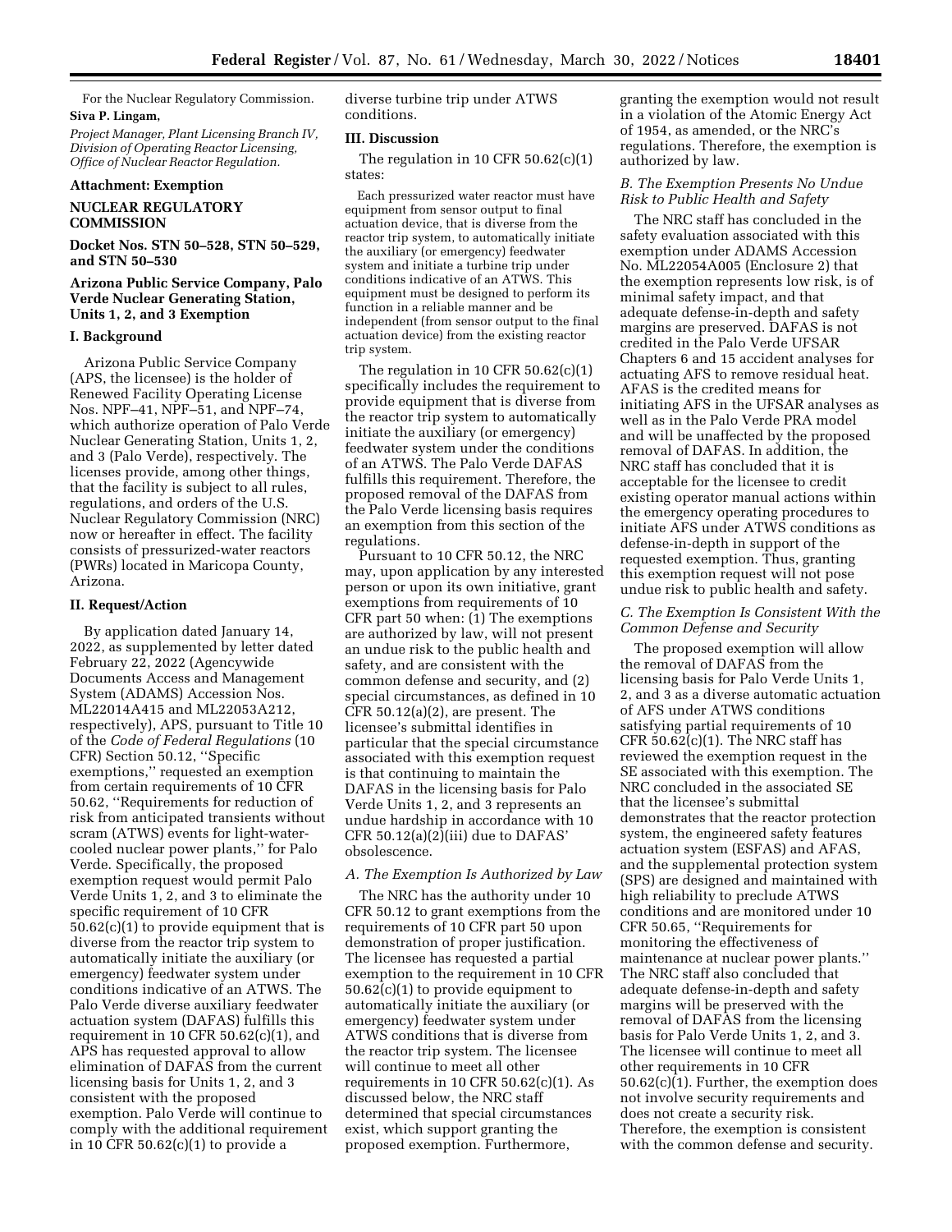For the Nuclear Regulatory Commission.

**Siva P. Lingam,**

*Project Manager, Plant Licensing Branch IV, Division of Operating Reactor Licensing, Office of Nuclear Reactor Regulation.*

**Attachment: Exemption**

**NUCLEAR REGULATORY COMMISSION**

**Docket Nos. STN 50–528, STN 50–529, and STN 50–530**

**Arizona Public Service Company, Palo Verde Nuclear Generating Station, Units 1, 2, and 3 Exemption**

## I. Background

Arizona Public Service Company (APS, the licensee) is the holder of Renewed Facility Operating License Nos. NPF–41, NPF–51, and NPF–74, which authorize operation of Palo Verde Nuclear Generating Station, Units 1, 2, and 3 (Palo Verde), respectively. The licenses provide, among other things, that the facility is subject to all rules, regulations, and orders of the U.S. Nuclear Regulatory Commission (NRC) now or hereafter in effect. The facility consists of pressurized-water reactors (PWRs) located in Maricopa County, Arizona.

## II. Request/Action

By application dated January 14, 2022, as supplemented by letter dated February 22, 2022 (Agencywide Documents Access and Management System (ADAMS) Accession Nos. ML22014A415 and ML22053A212, respectively), APS, pursuant to Title 10 of the *Code of Federal Regulations* (10 CFR) Section 50.12, ''Specific exemptions,'' requested an exemption from certain requirements of 10 CFR 50.62, ''Requirements for reduction of risk from anticipated transients without scram (ATWS) events for light-water-cooled nuclear power plants,'' for Palo Verde. Specifically, the proposed exemption request would permit Palo Verde Units 1, 2, and 3 to eliminate the specific requirement of 10 CFR 50.62(c)(1) to provide equipment that is diverse from the reactor trip system to automatically initiate the auxiliary (or emergency) feedwater system under conditions indicative of an ATWS. The Palo Verde diverse auxiliary feedwater actuation system (DAFAS) fulfills this requirement in 10 CFR 50.62(c)(1), and APS has requested approval to allow elimination of DAFAS from the current licensing basis for Units 1, 2, and 3 consistent with the proposed exemption. Palo Verde will continue to comply with the additional requirement in 10 CFR 50.62(c)(1) to provide a diverse turbine trip under ATWS conditions.

## III. Discussion

The regulation in 10 CFR 50.62(c)(1) states:

> Each pressurized water reactor must have equipment from sensor output to final actuation device, that is diverse from the reactor trip system, to automatically initiate the auxiliary (or emergency) feedwater system and initiate a turbine trip under conditions indicative of an ATWS. This equipment must be designed to perform its function in a reliable manner and be independent (from sensor output to the final actuation device) from the existing reactor trip system.

The regulation in 10 CFR 50.62(c)(1) specifically includes the requirement to provide equipment that is diverse from the reactor trip system to automatically initiate the auxiliary (or emergency) feedwater system under the conditions of an ATWS. The Palo Verde DAFAS fulfills this requirement. Therefore, the proposed removal of the DAFAS from the Palo Verde licensing basis requires an exemption from this section of the regulations.

Pursuant to 10 CFR 50.12, the NRC may, upon application by any interested person or upon its own initiative, grant exemptions from requirements of 10 CFR part 50 when: (1) The exemptions are authorized by law, will not present an undue risk to the public health and safety, and are consistent with the common defense and security, and (2) special circumstances, as defined in 10 CFR 50.12(a)(2), are present. The licensee's submittal identifies in particular that the special circumstance associated with this exemption request is that continuing to maintain the DAFAS in the licensing basis for Palo Verde Units 1, 2, and 3 represents an undue hardship in accordance with 10 CFR 50.12(a)(2)(iii) due to DAFAS' obsolescence.

### *A. The Exemption Is Authorized by Law*

The NRC has the authority under 10 CFR 50.12 to grant exemptions from the requirements of 10 CFR part 50 upon demonstration of proper justification. The licensee has requested a partial exemption to the requirement in 10 CFR 50.62(c)(1) to provide equipment to automatically initiate the auxiliary (or emergency) feedwater system under ATWS conditions that is diverse from the reactor trip system. The licensee will continue to meet all other requirements in 10 CFR 50.62(c)(1). As discussed below, the NRC staff determined that special circumstances exist, which support granting the proposed exemption. Furthermore, granting the exemption would not result in a violation of the Atomic Energy Act of 1954, as amended, or the NRC's regulations. Therefore, the exemption is authorized by law.

### *B. The Exemption Presents No Undue Risk to Public Health and Safety*

The NRC staff has concluded in the safety evaluation associated with this exemption under ADAMS Accession No. ML22054A005 (Enclosure 2) that the exemption represents low risk, is of minimal safety impact, and that adequate defense-in-depth and safety margins are preserved. DAFAS is not credited in the Palo Verde UFSAR Chapters 6 and 15 accident analyses for actuating AFS to remove residual heat. AFAS is the credited means for initiating AFS in the UFSAR analyses as well as in the Palo Verde PRA model and will be unaffected by the proposed removal of DAFAS. In addition, the NRC staff has concluded that it is acceptable for the licensee to credit existing operator manual actions within the emergency operating procedures to initiate AFS under ATWS conditions as defense-in-depth in support of the requested exemption. Thus, granting this exemption request will not pose undue risk to public health and safety.

### *C. The Exemption Is Consistent With the Common Defense and Security*

The proposed exemption will allow the removal of DAFAS from the licensing basis for Palo Verde Units 1, 2, and 3 as a diverse automatic actuation of AFS under ATWS conditions satisfying partial requirements of 10 CFR 50.62(c)(1). The NRC staff has reviewed the exemption request in the SE associated with this exemption. The NRC concluded in the associated SE that the licensee's submittal demonstrates that the reactor protection system, the engineered safety features actuation system (ESFAS) and AFAS, and the supplemental protection system (SPS) are designed and maintained with high reliability to preclude ATWS conditions and are monitored under 10 CFR 50.65, ''Requirements for monitoring the effectiveness of maintenance at nuclear power plants.'' The NRC staff also concluded that adequate defense-in-depth and safety margins will be preserved with the removal of DAFAS from the licensing basis for Palo Verde Units 1, 2, and 3. The licensee will continue to meet all other requirements in 10 CFR 50.62(c)(1). Further, the exemption does not involve security requirements and does not create a security risk. Therefore, the exemption is consistent with the common defense and security.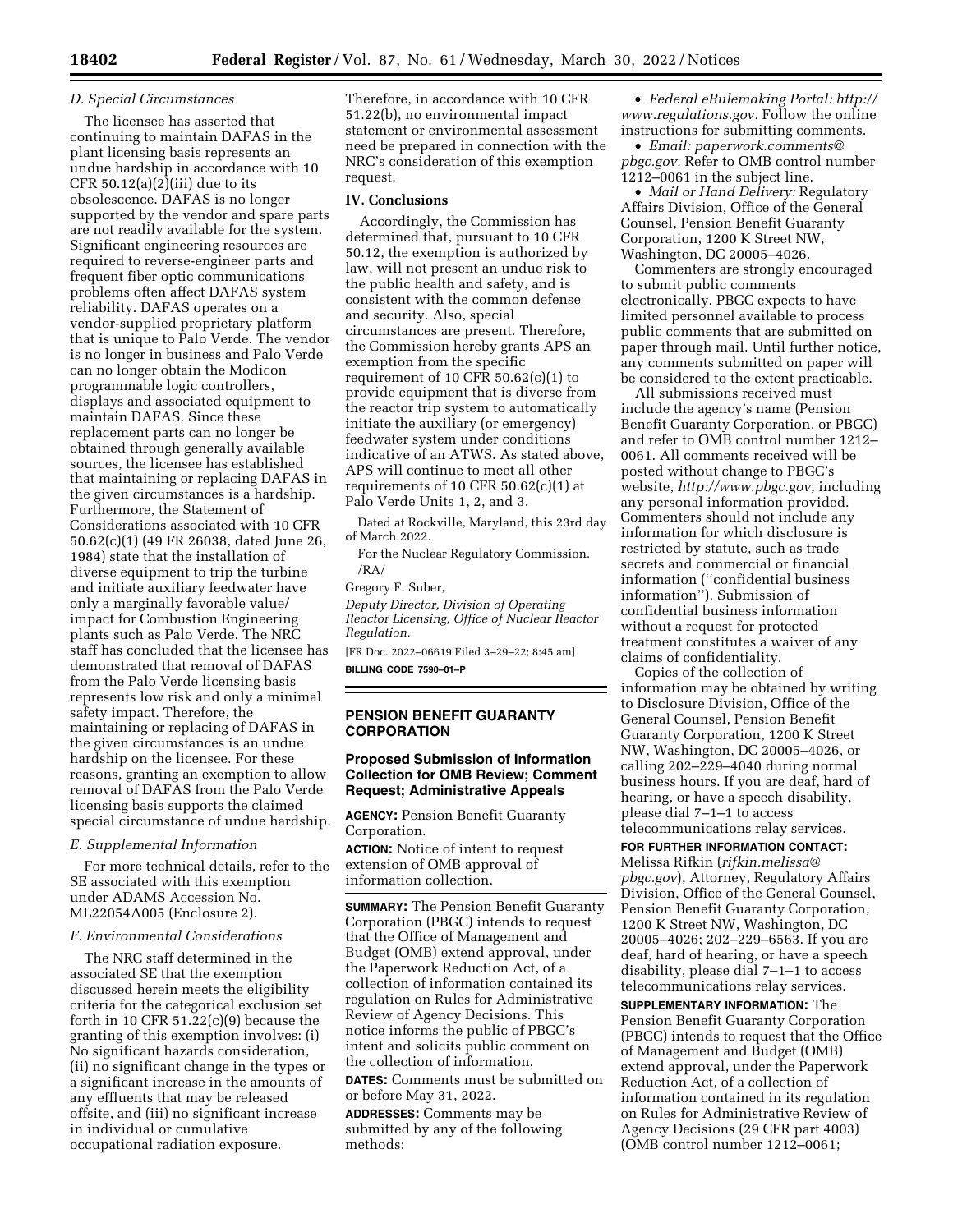### D. Special Circumstances

The licensee has asserted that continuing to maintain DAFAS in the plant licensing basis represents an undue hardship in accordance with 10 CFR 50.12(a)(2)(iii) due to its obsolescence. DAFAS is no longer supported by the vendor and spare parts are not readily available for the system. Significant engineering resources are required to reverse-engineer parts and frequent fiber optic communications problems often affect DAFAS system reliability. DAFAS operates on a vendor-supplied proprietary platform that is unique to Palo Verde. The vendor is no longer in business and Palo Verde can no longer obtain the Modicon programmable logic controllers, displays and associated equipment to maintain DAFAS. Since these replacement parts can no longer be obtained through generally available sources, the licensee has established that maintaining or replacing DAFAS in the given circumstances is a hardship. Furthermore, the Statement of Considerations associated with 10 CFR 50.62(c)(1) (49 FR 26038, dated June 26, 1984) state that the installation of diverse equipment to trip the turbine and initiate auxiliary feedwater have only a marginally favorable value/impact for Combustion Engineering plants such as Palo Verde. The NRC staff has concluded that the licensee has demonstrated that removal of DAFAS from the Palo Verde licensing basis represents low risk and only a minimal safety impact. Therefore, the maintaining or replacing of DAFAS in the given circumstances is an undue hardship on the licensee. For these reasons, granting an exemption to allow removal of DAFAS from the Palo Verde licensing basis supports the claimed special circumstance of undue hardship.

### E. Supplemental Information

For more technical details, refer to the SE associated with this exemption under ADAMS Accession No. ML22054A005 (Enclosure 2).

### F. Environmental Considerations

The NRC staff determined in the associated SE that the exemption discussed herein meets the eligibility criteria for the categorical exclusion set forth in 10 CFR 51.22(c)(9) because the granting of this exemption involves: (i) No significant hazards consideration, (ii) no significant change in the types or a significant increase in the amounts of any effluents that may be released offsite, and (iii) no significant increase in individual or cumulative occupational radiation exposure. Therefore, in accordance with 10 CFR 51.22(b), no environmental impact statement or environmental assessment need be prepared in connection with the NRC's consideration of this exemption request.

## IV. Conclusions

Accordingly, the Commission has determined that, pursuant to 10 CFR 50.12, the exemption is authorized by law, will not present an undue risk to the public health and safety, and is consistent with the common defense and security. Also, special circumstances are present. Therefore, the Commission hereby grants APS an exemption from the specific requirement of 10 CFR 50.62(c)(1) to provide equipment that is diverse from the reactor trip system to automatically initiate the auxiliary (or emergency) feedwater system under conditions indicative of an ATWS. As stated above, APS will continue to meet all other requirements of 10 CFR 50.62(c)(1) at Palo Verde Units 1, 2, and 3.

Dated at Rockville, Maryland, this 23rd day of March 2022.

For the Nuclear Regulatory Commission.

/RA/

Gregory F. Suber,

*Deputy Director, Division of Operating Reactor Licensing, Office of Nuclear Reactor Regulation.*

[FR Doc. 2022–06619 Filed 3–29–22; 8:45 am]

**BILLING CODE 7590–01–P**

---

# PENSION BENEFIT GUARANTY CORPORATION

## Proposed Submission of Information Collection for OMB Review; Comment Request; Administrative Appeals

**AGENCY:** Pension Benefit Guaranty Corporation.

**ACTION:** Notice of intent to request extension of OMB approval of information collection.

**SUMMARY:** The Pension Benefit Guaranty Corporation (PBGC) intends to request that the Office of Management and Budget (OMB) extend approval, under the Paperwork Reduction Act, of a collection of information contained its regulation on Rules for Administrative Review of Agency Decisions. This notice informs the public of PBGC's intent and solicits public comment on the collection of information.

**DATES:** Comments must be submitted on or before May 31, 2022.

**ADDRESSES:** Comments may be submitted by any of the following methods:

- *Federal eRulemaking Portal: http://www.regulations.gov.* Follow the online instructions for submitting comments.
- *Email: paperwork.comments@pbgc.gov.* Refer to OMB control number 1212–0061 in the subject line.
- *Mail or Hand Delivery:* Regulatory Affairs Division, Office of the General Counsel, Pension Benefit Guaranty Corporation, 1200 K Street NW, Washington, DC 20005–4026.

Commenters are strongly encouraged to submit public comments electronically. PBGC expects to have limited personnel available to process public comments that are submitted on paper through mail. Until further notice, any comments submitted on paper will be considered to the extent practicable.

All submissions received must include the agency's name (Pension Benefit Guaranty Corporation, or PBGC) and refer to OMB control number 1212–0061. All comments received will be posted without change to PBGC's website, *http://www.pbgc.gov,* including any personal information provided. Commenters should not include any information for which disclosure is restricted by statute, such as trade secrets and commercial or financial information (''confidential business information''). Submission of confidential business information without a request for protected treatment constitutes a waiver of any claims of confidentiality.

Copies of the collection of information may be obtained by writing to Disclosure Division, Office of the General Counsel, Pension Benefit Guaranty Corporation, 1200 K Street NW, Washington, DC 20005–4026, or calling 202–229–4040 during normal business hours. If you are deaf, hard of hearing, or have a speech disability, please dial 7–1–1 to access telecommunications relay services.

**FOR FURTHER INFORMATION CONTACT:** Melissa Rifkin (*rifkin.melissa@pbgc.gov*), Attorney, Regulatory Affairs Division, Office of the General Counsel, Pension Benefit Guaranty Corporation, 1200 K Street NW, Washington, DC 20005–4026; 202–229–6563. If you are deaf, hard of hearing, or have a speech disability, please dial 7–1–1 to access telecommunications relay services.

**SUPPLEMENTARY INFORMATION:** The Pension Benefit Guaranty Corporation (PBGC) intends to request that the Office of Management and Budget (OMB) extend approval, under the Paperwork Reduction Act, of a collection of information contained in its regulation on Rules for Administrative Review of Agency Decisions (29 CFR part 4003) (OMB control number 1212–0061;